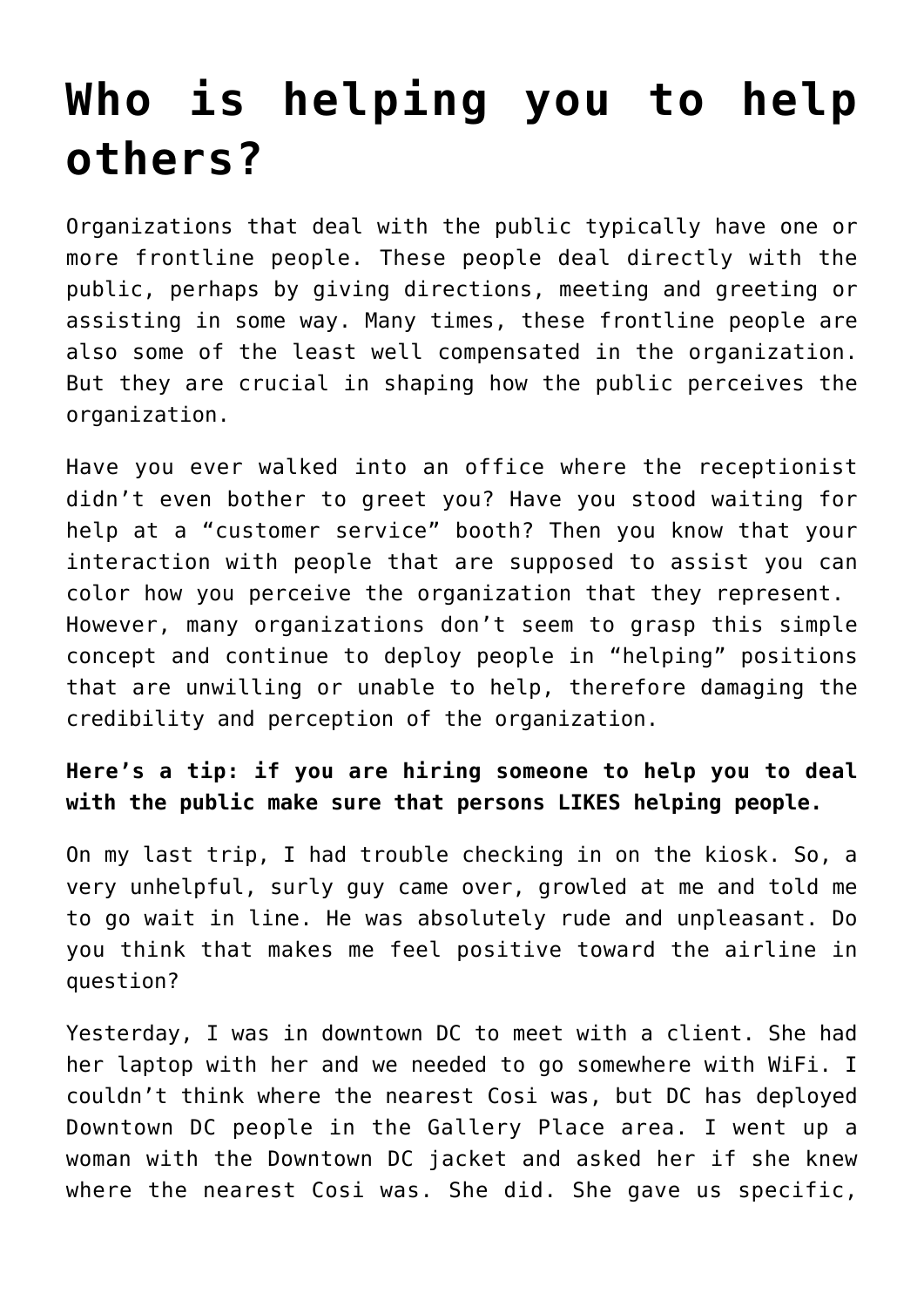# Who is helping you to help others?

Organizations that deal with the public typically have one or more frontline people. These people deal directly with the public, perhaps by giving directions, meeting and greeting or assisting in some way. Many times, these frontline people are also some of the least well compensated in the organization. But they are crucial in shaping how the public perceives the organization.

Have you ever walked into an office where the receptionist didn't even bother to greet you? Have you stood waiting for help at a "customer service" booth? Then you know that your interaction with people that are supposed to assist you can color how you perceive the organization that they represent. However, many organizations don't seem to grasp this simple concept and continue to deploy people in "helping" positions that are unwilling or unable to help, therefore damaging the credibility and perception of the organization.

**Here's a tip: if you are hiring someone to help you to deal with the public make sure that persons LIKES helping people.**

On my last trip, I had trouble checking in on the kiosk. So, a very unhelpful, surly guy came over, growled at me and told me to go wait in line. He was absolutely rude and unpleasant. Do you think that makes me feel positive toward the airline in question?

Yesterday, I was in downtown DC to meet with a client. She had her laptop with her and we needed to go somewhere with WiFi. I couldn't think where the nearest Cosi was, but DC has deployed Downtown DC people in the Gallery Place area. I went up a woman with the Downtown DC jacket and asked her if she knew where the nearest Cosi was. She did. She gave us specific,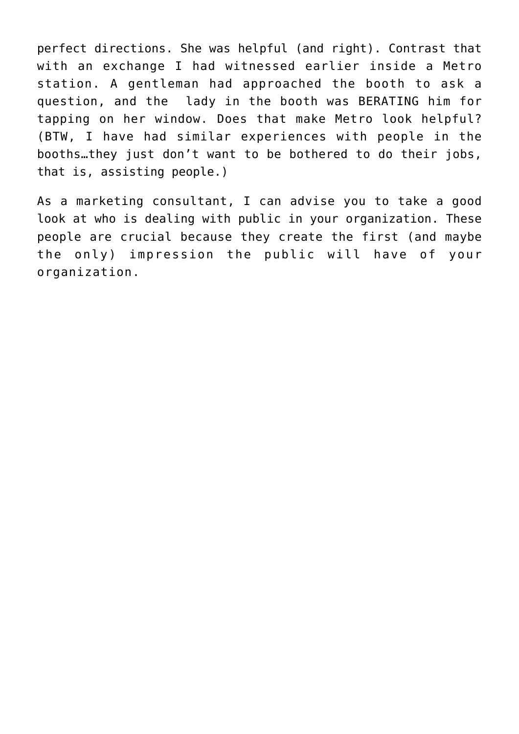perfect directions. She was helpful (and right). Contrast that with an exchange I had witnessed earlier inside a Metro station. A gentleman had approached the booth to ask a question, and the lady in the booth was BERATING him for tapping on her window. Does that make Metro look helpful? (BTW, I have had similar experiences with people in the booths…they just don't want to be bothered to do their jobs, that is, assisting people.)

As a marketing consultant, I can advise you to take a good look at who is dealing with public in your organization. These people are crucial because they create the first (and maybe the only) impression the public will have of your organization.